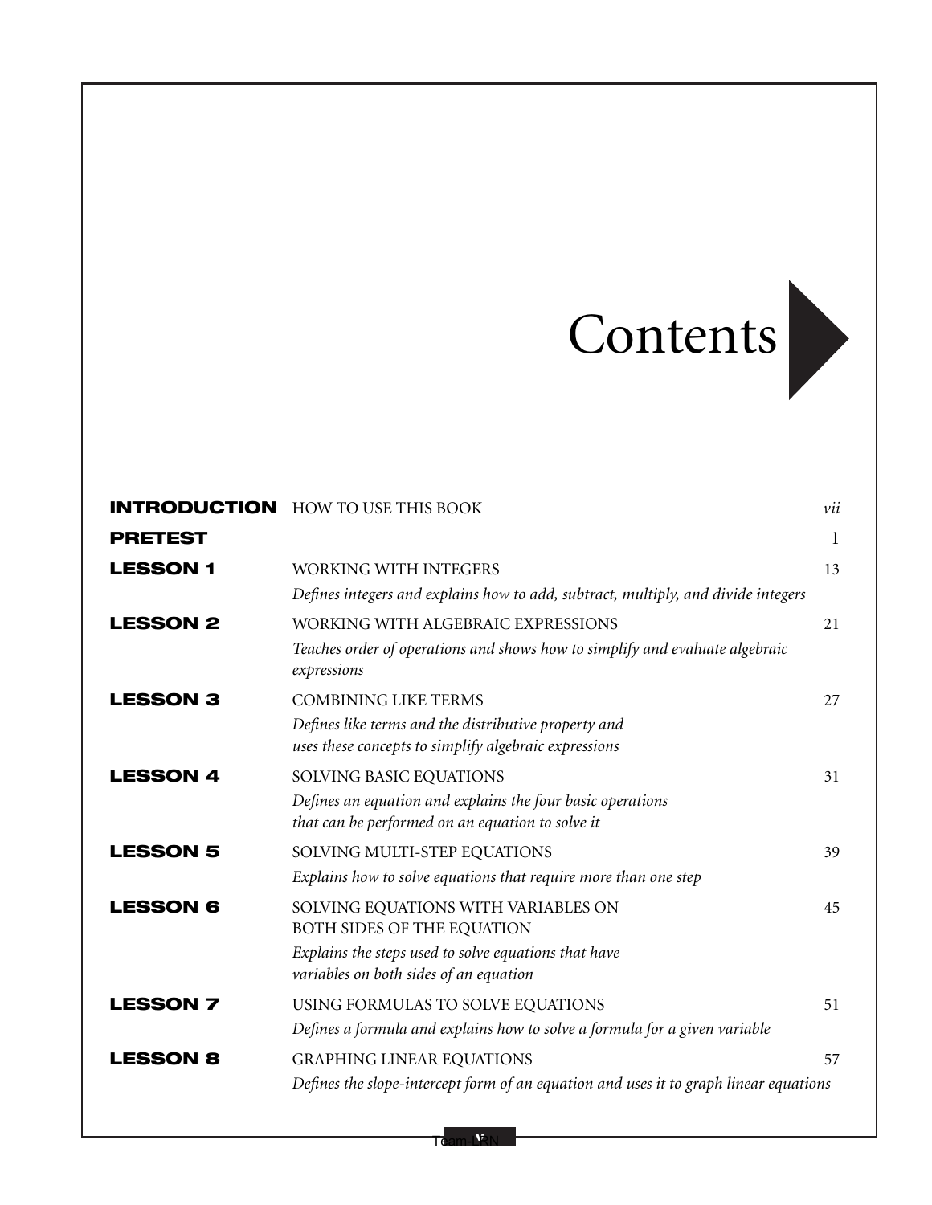# Contents

| | | |
|---|---|---|
| **INTRODUCTION** | HOW TO USE THIS BOOK | *vii* |
| **PRETEST** | | 1 |
| **LESSON 1** | WORKING WITH INTEGERS<br>*Defines integers and explains how to add, subtract, multiply, and divide integers* | 13 |
| **LESSON 2** | WORKING WITH ALGEBRAIC EXPRESSIONS<br>*Teaches order of operations and shows how to simplify and evaluate algebraic expressions* | 21 |
| **LESSON 3** | COMBINING LIKE TERMS<br>*Defines like terms and the distributive property and uses these concepts to simplify algebraic expressions* | 27 |
| **LESSON 4** | SOLVING BASIC EQUATIONS<br>*Defines an equation and explains the four basic operations that can be performed on an equation to solve it* | 31 |
| **LESSON 5** | SOLVING MULTI-STEP EQUATIONS<br>*Explains how to solve equations that require more than one step* | 39 |
| **LESSON 6** | SOLVING EQUATIONS WITH VARIABLES ON BOTH SIDES OF THE EQUATION<br>*Explains the steps used to solve equations that have variables on both sides of an equation* | 45 |
| **LESSON 7** | USING FORMULAS TO SOLVE EQUATIONS<br>*Defines a formula and explains how to solve a formula for a given variable* | 51 |
| **LESSON 8** | GRAPHING LINEAR EQUATIONS<br>*Defines the slope-intercept form of an equation and uses it to graph linear equations* | 57 |

Team-LRN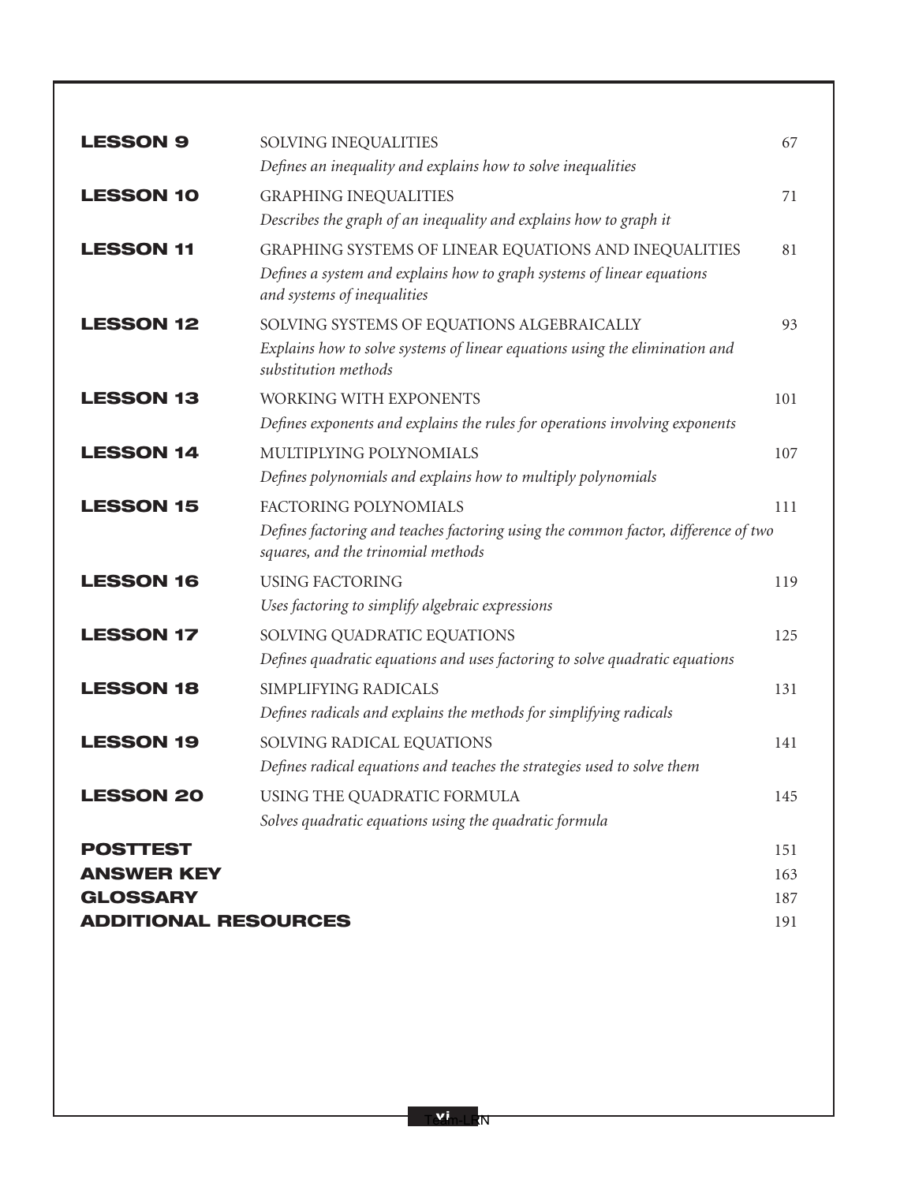| | | |
|---|---|---|
| **LESSON 9** | SOLVING INEQUALITIES<br>*Defines an inequality and explains how to solve inequalities* | 67 |
| **LESSON 10** | GRAPHING INEQUALITIES<br>*Describes the graph of an inequality and explains how to graph it* | 71 |
| **LESSON 11** | GRAPHING SYSTEMS OF LINEAR EQUATIONS AND INEQUALITIES<br>*Defines a system and explains how to graph systems of linear equations and systems of inequalities* | 81 |
| **LESSON 12** | SOLVING SYSTEMS OF EQUATIONS ALGEBRAICALLY<br>*Explains how to solve systems of linear equations using the elimination and substitution methods* | 93 |
| **LESSON 13** | WORKING WITH EXPONENTS<br>*Defines exponents and explains the rules for operations involving exponents* | 101 |
| **LESSON 14** | MULTIPLYING POLYNOMIALS<br>*Defines polynomials and explains how to multiply polynomials* | 107 |
| **LESSON 15** | FACTORING POLYNOMIALS<br>*Defines factoring and teaches factoring using the common factor, difference of two squares, and the trinomial methods* | 111 |
| **LESSON 16** | USING FACTORING<br>*Uses factoring to simplify algebraic expressions* | 119 |
| **LESSON 17** | SOLVING QUADRATIC EQUATIONS<br>*Defines quadratic equations and uses factoring to solve quadratic equations* | 125 |
| **LESSON 18** | SIMPLIFYING RADICALS<br>*Defines radicals and explains the methods for simplifying radicals* | 131 |
| **LESSON 19** | SOLVING RADICAL EQUATIONS<br>*Defines radical equations and teaches the strategies used to solve them* | 141 |
| **LESSON 20** | USING THE QUADRATIC FORMULA<br>*Solves quadratic equations using the quadratic formula* | 145 |
| **POSTTEST** | | 151 |
| **ANSWER KEY** | | 163 |
| **GLOSSARY** | | 187 |
| **ADDITIONAL RESOURCES** | | 191 |